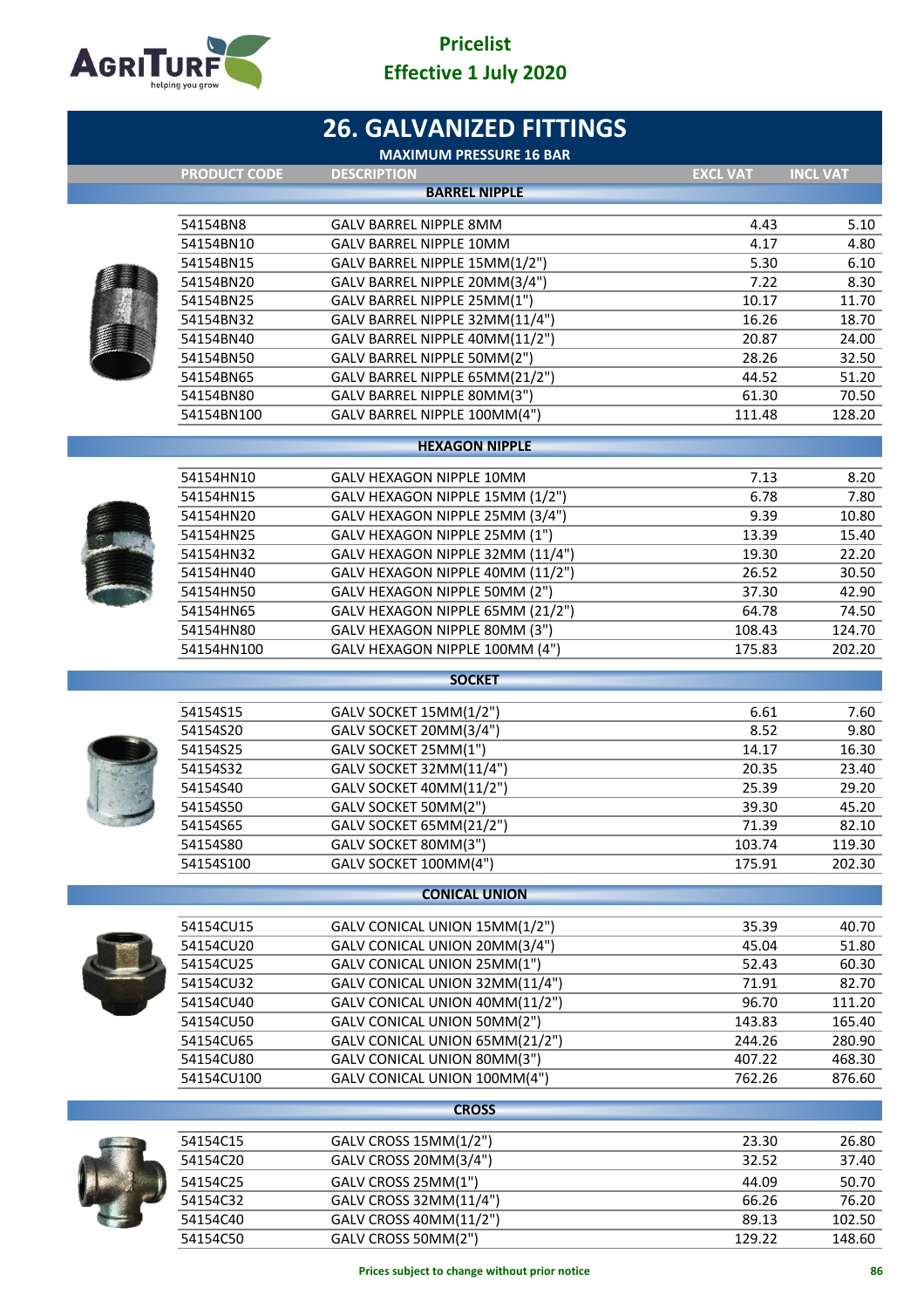Pricelist
Effective 1 July 2020

# 26. GALVANIZED FITTINGS

MAXIMUM PRESSURE 16 BAR

| PRODUCT CODE | DESCRIPTION | EXCL VAT | INCL VAT |
|---|---|---|---|
| | **BARREL NIPPLE** | | |
| 54154BN8 | GALV BARREL NIPPLE 8MM | 4.43 | 5.10 |
| 54154BN10 | GALV BARREL NIPPLE 10MM | 4.17 | 4.80 |
| 54154BN15 | GALV BARREL NIPPLE 15MM(1/2") | 5.30 | 6.10 |
| 54154BN20 | GALV BARREL NIPPLE 20MM(3/4") | 7.22 | 8.30 |
| 54154BN25 | GALV BARREL NIPPLE 25MM(1") | 10.17 | 11.70 |
| 54154BN32 | GALV BARREL NIPPLE 32MM(11/4") | 16.26 | 18.70 |
| 54154BN40 | GALV BARREL NIPPLE 40MM(11/2") | 20.87 | 24.00 |
| 54154BN50 | GALV BARREL NIPPLE 50MM(2") | 28.26 | 32.50 |
| 54154BN65 | GALV BARREL NIPPLE 65MM(21/2") | 44.52 | 51.20 |
| 54154BN80 | GALV BARREL NIPPLE 80MM(3") | 61.30 | 70.50 |
| 54154BN100 | GALV BARREL NIPPLE 100MM(4") | 111.48 | 128.20 |
| | **HEXAGON NIPPLE** | | |
| 54154HN10 | GALV HEXAGON NIPPLE 10MM | 7.13 | 8.20 |
| 54154HN15 | GALV HEXAGON NIPPLE 15MM (1/2") | 6.78 | 7.80 |
| 54154HN20 | GALV HEXAGON NIPPLE 25MM (3/4") | 9.39 | 10.80 |
| 54154HN25 | GALV HEXAGON NIPPLE 25MM (1") | 13.39 | 15.40 |
| 54154HN32 | GALV HEXAGON NIPPLE 32MM (11/4") | 19.30 | 22.20 |
| 54154HN40 | GALV HEXAGON NIPPLE 40MM (11/2") | 26.52 | 30.50 |
| 54154HN50 | GALV HEXAGON NIPPLE 50MM (2") | 37.30 | 42.90 |
| 54154HN65 | GALV HEXAGON NIPPLE 65MM (21/2") | 64.78 | 74.50 |
| 54154HN80 | GALV HEXAGON NIPPLE 80MM (3") | 108.43 | 124.70 |
| 54154HN100 | GALV HEXAGON NIPPLE 100MM (4") | 175.83 | 202.20 |
| | **SOCKET** | | |
| 54154S15 | GALV SOCKET 15MM(1/2") | 6.61 | 7.60 |
| 54154S20 | GALV SOCKET 20MM(3/4") | 8.52 | 9.80 |
| 54154S25 | GALV SOCKET 25MM(1") | 14.17 | 16.30 |
| 54154S32 | GALV SOCKET 32MM(11/4") | 20.35 | 23.40 |
| 54154S40 | GALV SOCKET 40MM(11/2") | 25.39 | 29.20 |
| 54154S50 | GALV SOCKET 50MM(2") | 39.30 | 45.20 |
| 54154S65 | GALV SOCKET 65MM(21/2") | 71.39 | 82.10 |
| 54154S80 | GALV SOCKET 80MM(3") | 103.74 | 119.30 |
| 54154S100 | GALV SOCKET 100MM(4") | 175.91 | 202.30 |
| | **CONICAL UNION** | | |
| 54154CU15 | GALV CONICAL UNION 15MM(1/2") | 35.39 | 40.70 |
| 54154CU20 | GALV CONICAL UNION 20MM(3/4") | 45.04 | 51.80 |
| 54154CU25 | GALV CONICAL UNION 25MM(1") | 52.43 | 60.30 |
| 54154CU32 | GALV CONICAL UNION 32MM(11/4") | 71.91 | 82.70 |
| 54154CU40 | GALV CONICAL UNION 40MM(11/2") | 96.70 | 111.20 |
| 54154CU50 | GALV CONICAL UNION 50MM(2") | 143.83 | 165.40 |
| 54154CU65 | GALV CONICAL UNION 65MM(21/2") | 244.26 | 280.90 |
| 54154CU80 | GALV CONICAL UNION 80MM(3") | 407.22 | 468.30 |
| 54154CU100 | GALV CONICAL UNION 100MM(4") | 762.26 | 876.60 |
| | **CROSS** | | |
| 54154C15 | GALV CROSS 15MM(1/2") | 23.30 | 26.80 |
| 54154C20 | GALV CROSS 20MM(3/4") | 32.52 | 37.40 |
| 54154C25 | GALV CROSS 25MM(1") | 44.09 | 50.70 |
| 54154C32 | GALV CROSS 32MM(11/4") | 66.26 | 76.20 |
| 54154C40 | GALV CROSS 40MM(11/2") | 89.13 | 102.50 |
| 54154C50 | GALV CROSS 50MM(2") | 129.22 | 148.60 |

Prices subject to change without prior notice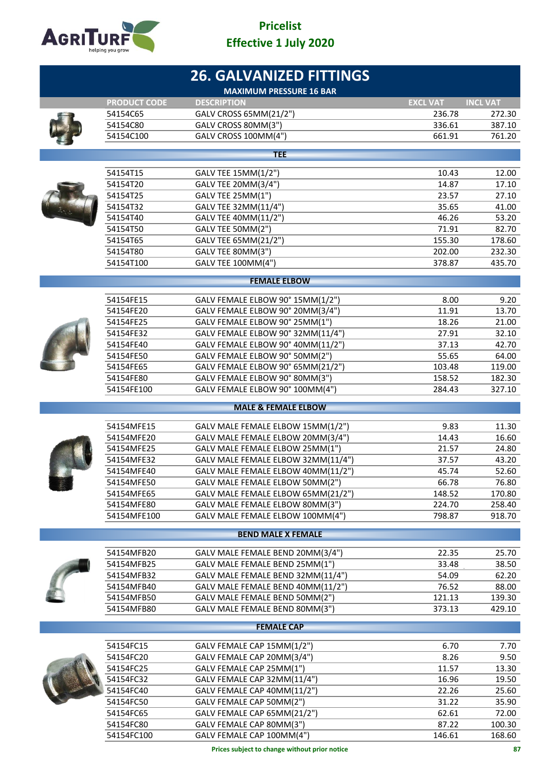# 26. GALVANIZED FITTINGS

**MAXIMUM PRESSURE 16 BAR**

| PRODUCT CODE | DESCRIPTION | EXCL VAT | INCL VAT |
|---|---|---|---|
| 54154C65 | GALV CROSS 65MM(21/2") | 236.78 | 272.30 |
| 54154C80 | GALV CROSS 80MM(3") | 336.61 | 387.10 |
| 54154C100 | GALV CROSS 100MM(4") | 661.91 | 761.20 |
| | **TEE** | | |
| 54154T15 | GALV TEE 15MM(1/2") | 10.43 | 12.00 |
| 54154T20 | GALV TEE 20MM(3/4") | 14.87 | 17.10 |
| 54154T25 | GALV TEE 25MM(1") | 23.57 | 27.10 |
| 54154T32 | GALV TEE 32MM(11/4") | 35.65 | 41.00 |
| 54154T40 | GALV TEE 40MM(11/2") | 46.26 | 53.20 |
| 54154T50 | GALV TEE 50MM(2") | 71.91 | 82.70 |
| 54154T65 | GALV TEE 65MM(21/2") | 155.30 | 178.60 |
| 54154T80 | GALV TEE 80MM(3") | 202.00 | 232.30 |
| 54154T100 | GALV TEE 100MM(4") | 378.87 | 435.70 |
| | **FEMALE ELBOW** | | |
| 54154FE15 | GALV FEMALE ELBOW 90° 15MM(1/2") | 8.00 | 9.20 |
| 54154FE20 | GALV FEMALE ELBOW 90° 20MM(3/4") | 11.91 | 13.70 |
| 54154FE25 | GALV FEMALE ELBOW 90° 25MM(1") | 18.26 | 21.00 |
| 54154FE32 | GALV FEMALE ELBOW 90° 32MM(11/4") | 27.91 | 32.10 |
| 54154FE40 | GALV FEMALE ELBOW 90° 40MM(11/2") | 37.13 | 42.70 |
| 54154FE50 | GALV FEMALE ELBOW 90° 50MM(2") | 55.65 | 64.00 |
| 54154FE65 | GALV FEMALE ELBOW 90° 65MM(21/2") | 103.48 | 119.00 |
| 54154FE80 | GALV FEMALE ELBOW 90° 80MM(3") | 158.52 | 182.30 |
| 54154FE100 | GALV FEMALE ELBOW 90° 100MM(4") | 284.43 | 327.10 |
| | **MALE & FEMALE ELBOW** | | |
| 54154MFE15 | GALV MALE FEMALE ELBOW 15MM(1/2") | 9.83 | 11.30 |
| 54154MFE20 | GALV MALE FEMALE ELBOW 20MM(3/4") | 14.43 | 16.60 |
| 54154MFE25 | GALV MALE FEMALE ELBOW 25MM(1") | 21.57 | 24.80 |
| 54154MFE32 | GALV MALE FEMALE ELBOW 32MM(11/4") | 37.57 | 43.20 |
| 54154MFE40 | GALV MALE FEMALE ELBOW 40MM(11/2") | 45.74 | 52.60 |
| 54154MFE50 | GALV MALE FEMALE ELBOW 50MM(2") | 66.78 | 76.80 |
| 54154MFE65 | GALV MALE FEMALE ELBOW 65MM(21/2") | 148.52 | 170.80 |
| 54154MFE80 | GALV MALE FEMALE ELBOW 80MM(3") | 224.70 | 258.40 |
| 54154MFE100 | GALV MALE FEMALE ELBOW 100MM(4") | 798.87 | 918.70 |
| | **BEND MALE X FEMALE** | | |
| 54154MFB20 | GALV MALE FEMALE BEND 20MM(3/4") | 22.35 | 25.70 |
| 54154MFB25 | GALV MALE FEMALE BEND 25MM(1") | 33.48 | 38.50 |
| 54154MFB32 | GALV MALE FEMALE BEND 32MM(11/4") | 54.09 | 62.20 |
| 54154MFB40 | GALV MALE FEMALE BEND 40MM(11/2") | 76.52 | 88.00 |
| 54154MFB50 | GALV MALE FEMALE BEND 50MM(2") | 121.13 | 139.30 |
| 54154MFB80 | GALV MALE FEMALE BEND 80MM(3") | 373.13 | 429.10 |
| | **FEMALE CAP** | | |
| 54154FC15 | GALV FEMALE CAP 15MM(1/2") | 6.70 | 7.70 |
| 54154FC20 | GALV FEMALE CAP 20MM(3/4") | 8.26 | 9.50 |
| 54154FC25 | GALV FEMALE CAP 25MM(1") | 11.57 | 13.30 |
| 54154FC32 | GALV FEMALE CAP 32MM(11/4") | 16.96 | 19.50 |
| 54154FC40 | GALV FEMALE CAP 40MM(11/2") | 22.26 | 25.60 |
| 54154FC50 | GALV FEMALE CAP 50MM(2") | 31.22 | 35.90 |
| 54154FC65 | GALV FEMALE CAP 65MM(21/2") | 62.61 | 72.00 |
| 54154FC80 | GALV FEMALE CAP 80MM(3") | 87.22 | 100.30 |
| 54154FC100 | GALV FEMALE CAP 100MM(4") | 146.61 | 168.60 |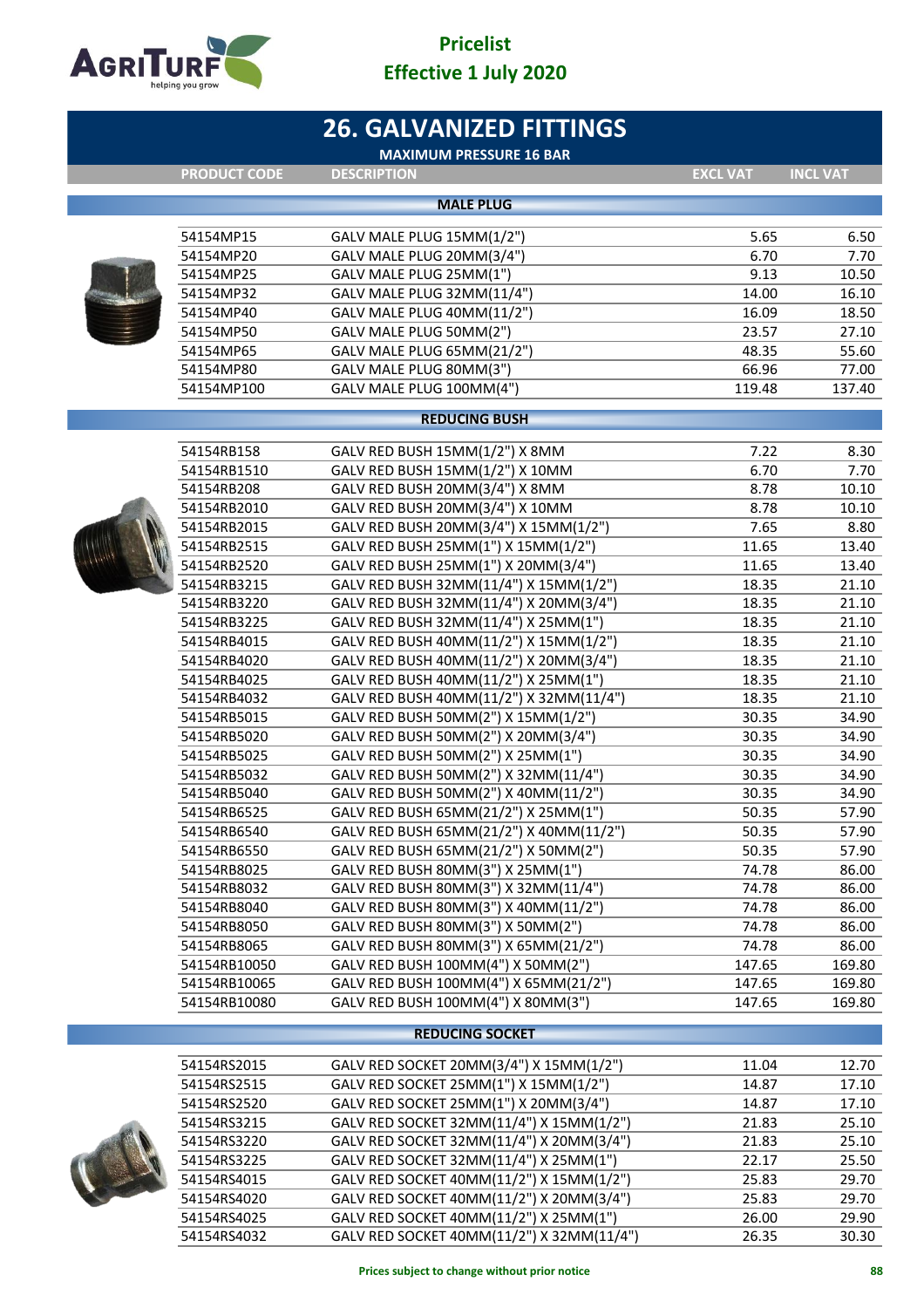# 26. GALVANIZED FITTINGS

MAXIMUM PRESSURE 16 BAR

| PRODUCT CODE | DESCRIPTION | EXCL VAT | INCL VAT |
|---|---|---|---|
| | **MALE PLUG** | | |
| 54154MP15 | GALV MALE PLUG 15MM(1/2") | 5.65 | 6.50 |
| 54154MP20 | GALV MALE PLUG 20MM(3/4") | 6.70 | 7.70 |
| 54154MP25 | GALV MALE PLUG 25MM(1") | 9.13 | 10.50 |
| 54154MP32 | GALV MALE PLUG 32MM(11/4") | 14.00 | 16.10 |
| 54154MP40 | GALV MALE PLUG 40MM(11/2") | 16.09 | 18.50 |
| 54154MP50 | GALV MALE PLUG 50MM(2") | 23.57 | 27.10 |
| 54154MP65 | GALV MALE PLUG 65MM(21/2") | 48.35 | 55.60 |
| 54154MP80 | GALV MALE PLUG 80MM(3") | 66.96 | 77.00 |
| 54154MP100 | GALV MALE PLUG 100MM(4") | 119.48 | 137.40 |
| | **REDUCING BUSH** | | |
| 54154RB158 | GALV RED BUSH 15MM(1/2") X 8MM | 7.22 | 8.30 |
| 54154RB1510 | GALV RED BUSH 15MM(1/2") X 10MM | 6.70 | 7.70 |
| 54154RB208 | GALV RED BUSH 20MM(3/4") X 8MM | 8.78 | 10.10 |
| 54154RB2010 | GALV RED BUSH 20MM(3/4") X 10MM | 8.78 | 10.10 |
| 54154RB2015 | GALV RED BUSH 20MM(3/4") X 15MM(1/2") | 7.65 | 8.80 |
| 54154RB2515 | GALV RED BUSH 25MM(1") X 15MM(1/2") | 11.65 | 13.40 |
| 54154RB2520 | GALV RED BUSH 25MM(1") X 20MM(3/4") | 11.65 | 13.40 |
| 54154RB3215 | GALV RED BUSH 32MM(11/4") X 15MM(1/2") | 18.35 | 21.10 |
| 54154RB3220 | GALV RED BUSH 32MM(11/4") X 20MM(3/4") | 18.35 | 21.10 |
| 54154RB3225 | GALV RED BUSH 32MM(11/4") X 25MM(1") | 18.35 | 21.10 |
| 54154RB4015 | GALV RED BUSH 40MM(11/2") X 15MM(1/2") | 18.35 | 21.10 |
| 54154RB4020 | GALV RED BUSH 40MM(11/2") X 20MM(3/4") | 18.35 | 21.10 |
| 54154RB4025 | GALV RED BUSH 40MM(11/2") X 25MM(1") | 18.35 | 21.10 |
| 54154RB4032 | GALV RED BUSH 40MM(11/2") X 32MM(11/4") | 18.35 | 21.10 |
| 54154RB5015 | GALV RED BUSH 50MM(2") X 15MM(1/2") | 30.35 | 34.90 |
| 54154RB5020 | GALV RED BUSH 50MM(2") X 20MM(3/4") | 30.35 | 34.90 |
| 54154RB5025 | GALV RED BUSH 50MM(2") X 25MM(1") | 30.35 | 34.90 |
| 54154RB5032 | GALV RED BUSH 50MM(2") X 32MM(11/4") | 30.35 | 34.90 |
| 54154RB5040 | GALV RED BUSH 50MM(2") X 40MM(11/2") | 30.35 | 34.90 |
| 54154RB6525 | GALV RED BUSH 65MM(21/2") X 25MM(1") | 50.35 | 57.90 |
| 54154RB6540 | GALV RED BUSH 65MM(21/2") X 40MM(11/2") | 50.35 | 57.90 |
| 54154RB6550 | GALV RED BUSH 65MM(21/2") X 50MM(2") | 50.35 | 57.90 |
| 54154RB8025 | GALV RED BUSH 80MM(3") X 25MM(1") | 74.78 | 86.00 |
| 54154RB8032 | GALV RED BUSH 80MM(3") X 32MM(11/4") | 74.78 | 86.00 |
| 54154RB8040 | GALV RED BUSH 80MM(3") X 40MM(11/2") | 74.78 | 86.00 |
| 54154RB8050 | GALV RED BUSH 80MM(3") X 50MM(2") | 74.78 | 86.00 |
| 54154RB8065 | GALV RED BUSH 80MM(3") X 65MM(21/2") | 74.78 | 86.00 |
| 54154RB10050 | GALV RED BUSH 100MM(4") X 50MM(2") | 147.65 | 169.80 |
| 54154RB10065 | GALV RED BUSH 100MM(4") X 65MM(21/2") | 147.65 | 169.80 |
| 54154RB10080 | GALV RED BUSH 100MM(4") X 80MM(3") | 147.65 | 169.80 |
| | **REDUCING SOCKET** | | |
| 54154RS2015 | GALV RED SOCKET 20MM(3/4") X 15MM(1/2") | 11.04 | 12.70 |
| 54154RS2515 | GALV RED SOCKET 25MM(1") X 15MM(1/2") | 14.87 | 17.10 |
| 54154RS2520 | GALV RED SOCKET 25MM(1") X 20MM(3/4") | 14.87 | 17.10 |
| 54154RS3215 | GALV RED SOCKET 32MM(11/4") X 15MM(1/2") | 21.83 | 25.10 |
| 54154RS3220 | GALV RED SOCKET 32MM(11/4") X 20MM(3/4") | 21.83 | 25.10 |
| 54154RS3225 | GALV RED SOCKET 32MM(11/4") X 25MM(1") | 22.17 | 25.50 |
| 54154RS4015 | GALV RED SOCKET 40MM(11/2") X 15MM(1/2") | 25.83 | 29.70 |
| 54154RS4020 | GALV RED SOCKET 40MM(11/2") X 20MM(3/4") | 25.83 | 29.70 |
| 54154RS4025 | GALV RED SOCKET 40MM(11/2") X 25MM(1") | 26.00 | 29.90 |
| 54154RS4032 | GALV RED SOCKET 40MM(11/2") X 32MM(11/4") | 26.35 | 30.30 |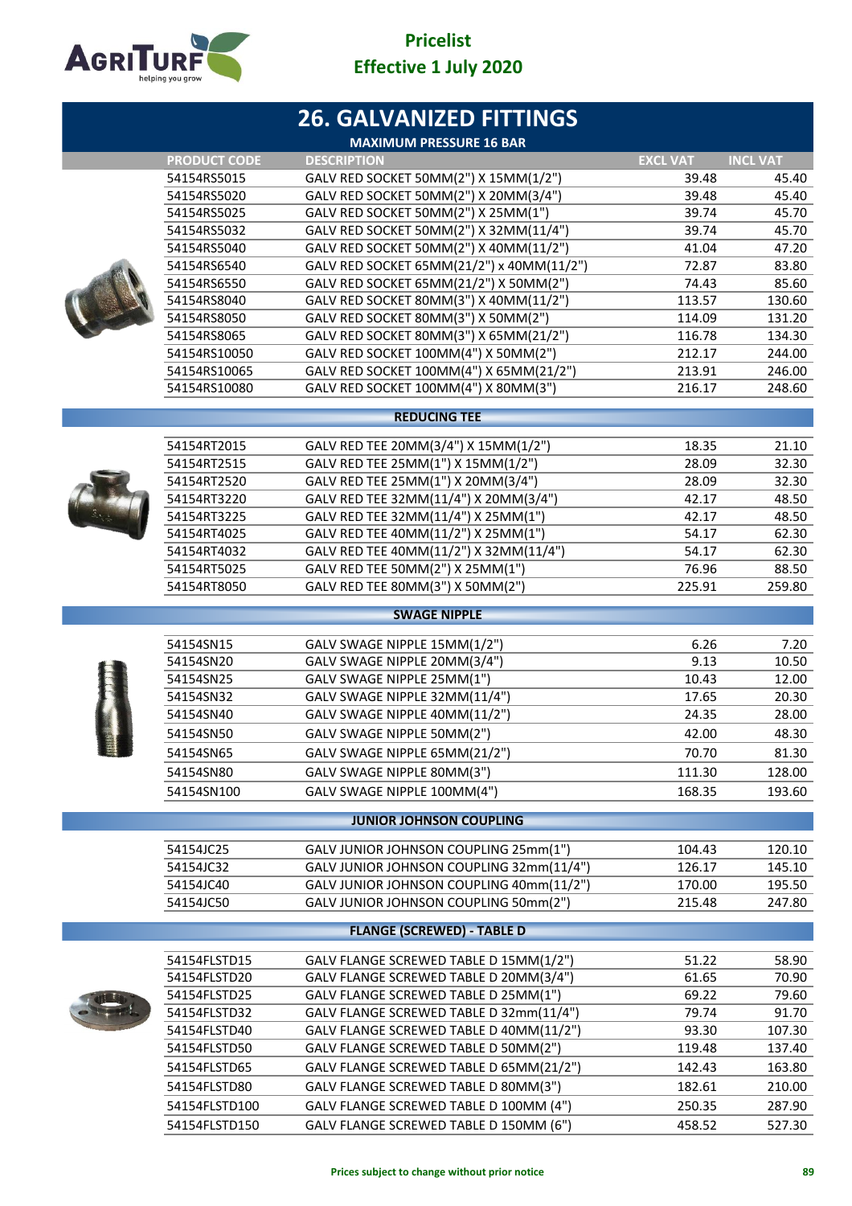Pricelist
Effective 1 July 2020

# 26. GALVANIZED FITTINGS

**MAXIMUM PRESSURE 16 BAR**

| PRODUCT CODE | DESCRIPTION | EXCL VAT | INCL VAT |
|---|---|---|---|
| 54154RS5015 | GALV RED SOCKET 50MM(2") X 15MM(1/2") | 39.48 | 45.40 |
| 54154RS5020 | GALV RED SOCKET 50MM(2") X 20MM(3/4") | 39.48 | 45.40 |
| 54154RS5025 | GALV RED SOCKET 50MM(2") X 25MM(1") | 39.74 | 45.70 |
| 54154RS5032 | GALV RED SOCKET 50MM(2") X 32MM(11/4") | 39.74 | 45.70 |
| 54154RS5040 | GALV RED SOCKET 50MM(2") X 40MM(11/2") | 41.04 | 47.20 |
| 54154RS6540 | GALV RED SOCKET 65MM(21/2") x 40MM(11/2") | 72.87 | 83.80 |
| 54154RS6550 | GALV RED SOCKET 65MM(21/2") X 50MM(2") | 74.43 | 85.60 |
| 54154RS8040 | GALV RED SOCKET 80MM(3") X 40MM(11/2") | 113.57 | 130.60 |
| 54154RS8050 | GALV RED SOCKET 80MM(3") X 50MM(2") | 114.09 | 131.20 |
| 54154RS8065 | GALV RED SOCKET 80MM(3") X 65MM(21/2") | 116.78 | 134.30 |
| 54154RS10050 | GALV RED SOCKET 100MM(4") X 50MM(2") | 212.17 | 244.00 |
| 54154RS10065 | GALV RED SOCKET 100MM(4") X 65MM(21/2") | 213.91 | 246.00 |
| 54154RS10080 | GALV RED SOCKET 100MM(4") X 80MM(3") | 216.17 | 248.60 |

## REDUCING TEE

| PRODUCT CODE | DESCRIPTION | EXCL VAT | INCL VAT |
|---|---|---|---|
| 54154RT2015 | GALV RED TEE 20MM(3/4") X 15MM(1/2") | 18.35 | 21.10 |
| 54154RT2515 | GALV RED TEE 25MM(1") X 15MM(1/2") | 28.09 | 32.30 |
| 54154RT2520 | GALV RED TEE 25MM(1") X 20MM(3/4") | 28.09 | 32.30 |
| 54154RT3220 | GALV RED TEE 32MM(11/4") X 20MM(3/4") | 42.17 | 48.50 |
| 54154RT3225 | GALV RED TEE 32MM(11/4") X 25MM(1") | 42.17 | 48.50 |
| 54154RT4025 | GALV RED TEE 40MM(11/2") X 25MM(1") | 54.17 | 62.30 |
| 54154RT4032 | GALV RED TEE 40MM(11/2") X 32MM(11/4") | 54.17 | 62.30 |
| 54154RT5025 | GALV RED TEE 50MM(2") X 25MM(1") | 76.96 | 88.50 |
| 54154RT8050 | GALV RED TEE 80MM(3") X 50MM(2") | 225.91 | 259.80 |

## SWAGE NIPPLE

| PRODUCT CODE | DESCRIPTION | EXCL VAT | INCL VAT |
|---|---|---|---|
| 54154SN15 | GALV SWAGE NIPPLE 15MM(1/2") | 6.26 | 7.20 |
| 54154SN20 | GALV SWAGE NIPPLE 20MM(3/4") | 9.13 | 10.50 |
| 54154SN25 | GALV SWAGE NIPPLE 25MM(1") | 10.43 | 12.00 |
| 54154SN32 | GALV SWAGE NIPPLE 32MM(11/4") | 17.65 | 20.30 |
| 54154SN40 | GALV SWAGE NIPPLE 40MM(11/2") | 24.35 | 28.00 |
| 54154SN50 | GALV SWAGE NIPPLE 50MM(2") | 42.00 | 48.30 |
| 54154SN65 | GALV SWAGE NIPPLE 65MM(21/2") | 70.70 | 81.30 |
| 54154SN80 | GALV SWAGE NIPPLE 80MM(3") | 111.30 | 128.00 |
| 54154SN100 | GALV SWAGE NIPPLE 100MM(4") | 168.35 | 193.60 |

## JUNIOR JOHNSON COUPLING

| PRODUCT CODE | DESCRIPTION | EXCL VAT | INCL VAT |
|---|---|---|---|
| 54154JC25 | GALV JUNIOR JOHNSON COUPLING 25mm(1") | 104.43 | 120.10 |
| 54154JC32 | GALV JUNIOR JOHNSON COUPLING 32mm(11/4") | 126.17 | 145.10 |
| 54154JC40 | GALV JUNIOR JOHNSON COUPLING 40mm(11/2") | 170.00 | 195.50 |
| 54154JC50 | GALV JUNIOR JOHNSON COUPLING 50mm(2") | 215.48 | 247.80 |

## FLANGE (SCREWED) - TABLE D

| PRODUCT CODE | DESCRIPTION | EXCL VAT | INCL VAT |
|---|---|---|---|
| 54154FLSTD15 | GALV FLANGE SCREWED TABLE D 15MM(1/2") | 51.22 | 58.90 |
| 54154FLSTD20 | GALV FLANGE SCREWED TABLE D 20MM(3/4") | 61.65 | 70.90 |
| 54154FLSTD25 | GALV FLANGE SCREWED TABLE D 25MM(1") | 69.22 | 79.60 |
| 54154FLSTD32 | GALV FLANGE SCREWED TABLE D 32mm(11/4") | 79.74 | 91.70 |
| 54154FLSTD40 | GALV FLANGE SCREWED TABLE D 40MM(11/2") | 93.30 | 107.30 |
| 54154FLSTD50 | GALV FLANGE SCREWED TABLE D 50MM(2") | 119.48 | 137.40 |
| 54154FLSTD65 | GALV FLANGE SCREWED TABLE D 65MM(21/2") | 142.43 | 163.80 |
| 54154FLSTD80 | GALV FLANGE SCREWED TABLE D 80MM(3") | 182.61 | 210.00 |
| 54154FLSTD100 | GALV FLANGE SCREWED TABLE D 100MM (4") | 250.35 | 287.90 |
| 54154FLSTD150 | GALV FLANGE SCREWED TABLE D 150MM (6") | 458.52 | 527.30 |

Prices subject to change without prior notice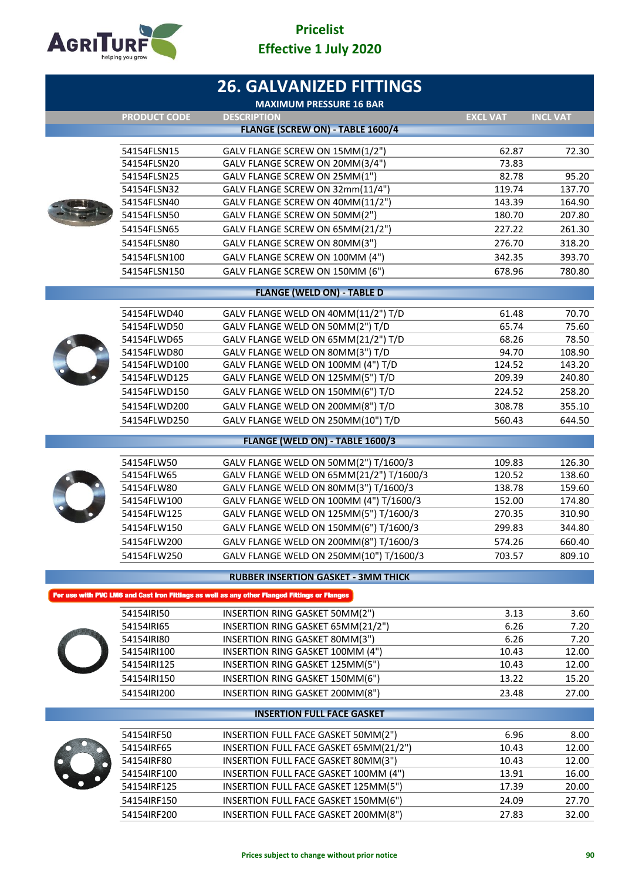# 26. GALVANIZED FITTINGS

**MAXIMUM PRESSURE 16 BAR**

| PRODUCT CODE | DESCRIPTION | EXCL VAT | INCL VAT |
|---|---|---|---|
| | **FLANGE (SCREW ON) - TABLE 1600/4** | | |
| 54154FLSN15 | GALV FLANGE SCREW ON 15MM(1/2") | 62.87 | 72.30 |
| 54154FLSN20 | GALV FLANGE SCREW ON 20MM(3/4") | 73.83 | |
| 54154FLSN25 | GALV FLANGE SCREW ON 25MM(1") | 82.78 | 95.20 |
| 54154FLSN32 | GALV FLANGE SCREW ON 32mm(11/4") | 119.74 | 137.70 |
| 54154FLSN40 | GALV FLANGE SCREW ON 40MM(11/2") | 143.39 | 164.90 |
| 54154FLSN50 | GALV FLANGE SCREW ON 50MM(2") | 180.70 | 207.80 |
| 54154FLSN65 | GALV FLANGE SCREW ON 65MM(21/2") | 227.22 | 261.30 |
| 54154FLSN80 | GALV FLANGE SCREW ON 80MM(3") | 276.70 | 318.20 |
| 54154FLSN100 | GALV FLANGE SCREW ON 100MM (4") | 342.35 | 393.70 |
| 54154FLSN150 | GALV FLANGE SCREW ON 150MM (6") | 678.96 | 780.80 |
| | **FLANGE (WELD ON) - TABLE D** | | |
| 54154FLWD40 | GALV FLANGE WELD ON 40MM(11/2") T/D | 61.48 | 70.70 |
| 54154FLWD50 | GALV FLANGE WELD ON 50MM(2") T/D | 65.74 | 75.60 |
| 54154FLWD65 | GALV FLANGE WELD ON 65MM(21/2") T/D | 68.26 | 78.50 |
| 54154FLWD80 | GALV FLANGE WELD ON 80MM(3") T/D | 94.70 | 108.90 |
| 54154FLWD100 | GALV FLANGE WELD ON 100MM (4") T/D | 124.52 | 143.20 |
| 54154FLWD125 | GALV FLANGE WELD ON 125MM(5") T/D | 209.39 | 240.80 |
| 54154FLWD150 | GALV FLANGE WELD ON 150MM(6") T/D | 224.52 | 258.20 |
| 54154FLWD200 | GALV FLANGE WELD ON 200MM(8") T/D | 308.78 | 355.10 |
| 54154FLWD250 | GALV FLANGE WELD ON 250MM(10") T/D | 560.43 | 644.50 |
| | **FLANGE (WELD ON) - TABLE 1600/3** | | |
| 54154FLW50 | GALV FLANGE WELD ON 50MM(2") T/1600/3 | 109.83 | 126.30 |
| 54154FLW65 | GALV FLANGE WELD ON 65MM(21/2") T/1600/3 | 120.52 | 138.60 |
| 54154FLW80 | GALV FLANGE WELD ON 80MM(3") T/1600/3 | 138.78 | 159.60 |
| 54154FLW100 | GALV FLANGE WELD ON 100MM (4") T/1600/3 | 152.00 | 174.80 |
| 54154FLW125 | GALV FLANGE WELD ON 125MM(5") T/1600/3 | 270.35 | 310.90 |
| 54154FLW150 | GALV FLANGE WELD ON 150MM(6") T/1600/3 | 299.83 | 344.80 |
| 54154FLW200 | GALV FLANGE WELD ON 200MM(8") T/1600/3 | 574.26 | 660.40 |
| 54154FLW250 | GALV FLANGE WELD ON 250MM(10") T/1600/3 | 703.57 | 809.10 |
| | **RUBBER INSERTION GASKET - 3MM THICK** | | |
| | *For use with PVC LM6 and Cast Iron Fittings as well as any other Flanged Fittings or Flanges* | | |
| 54154IRI50 | INSERTION RING GASKET 50MM(2") | 3.13 | 3.60 |
| 54154IRI65 | INSERTION RING GASKET 65MM(21/2") | 6.26 | 7.20 |
| 54154IRI80 | INSERTION RING GASKET 80MM(3") | 6.26 | 7.20 |
| 54154IRI100 | INSERTION RING GASKET 100MM (4") | 10.43 | 12.00 |
| 54154IRI125 | INSERTION RING GASKET 125MM(5") | 10.43 | 12.00 |
| 54154IRI150 | INSERTION RING GASKET 150MM(6") | 13.22 | 15.20 |
| 54154IRI200 | INSERTION RING GASKET 200MM(8") | 23.48 | 27.00 |
| | **INSERTION FULL FACE GASKET** | | |
| 54154IRF50 | INSERTION FULL FACE GASKET 50MM(2") | 6.96 | 8.00 |
| 54154IRF65 | INSERTION FULL FACE GASKET 65MM(21/2") | 10.43 | 12.00 |
| 54154IRF80 | INSERTION FULL FACE GASKET 80MM(3") | 10.43 | 12.00 |
| 54154IRF100 | INSERTION FULL FACE GASKET 100MM (4") | 13.91 | 16.00 |
| 54154IRF125 | INSERTION FULL FACE GASKET 125MM(5") | 17.39 | 20.00 |
| 54154IRF150 | INSERTION FULL FACE GASKET 150MM(6") | 24.09 | 27.70 |
| 54154IRF200 | INSERTION FULL FACE GASKET 200MM(8") | 27.83 | 32.00 |

Prices subject to change without prior notice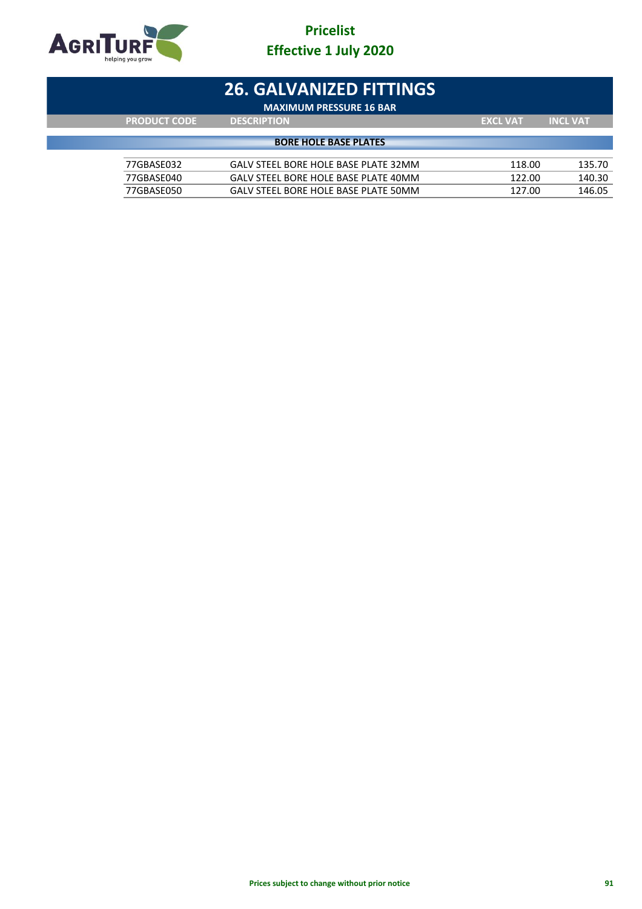# Pricelist

## Effective 1 July 2020

# 26. GALVANIZED FITTINGS

**MAXIMUM PRESSURE 16 BAR**

| PRODUCT CODE | DESCRIPTION | EXCL VAT | INCL VAT |
|---|---|---|---|
| | **BORE HOLE BASE PLATES** | | |
| 77GBASE032 | GALV STEEL BORE HOLE BASE PLATE 32MM | 118.00 | 135.70 |
| 77GBASE040 | GALV STEEL BORE HOLE BASE PLATE 40MM | 122.00 | 140.30 |
| 77GBASE050 | GALV STEEL BORE HOLE BASE PLATE 50MM | 127.00 | 146.05 |

**Prices subject to change without prior notice**